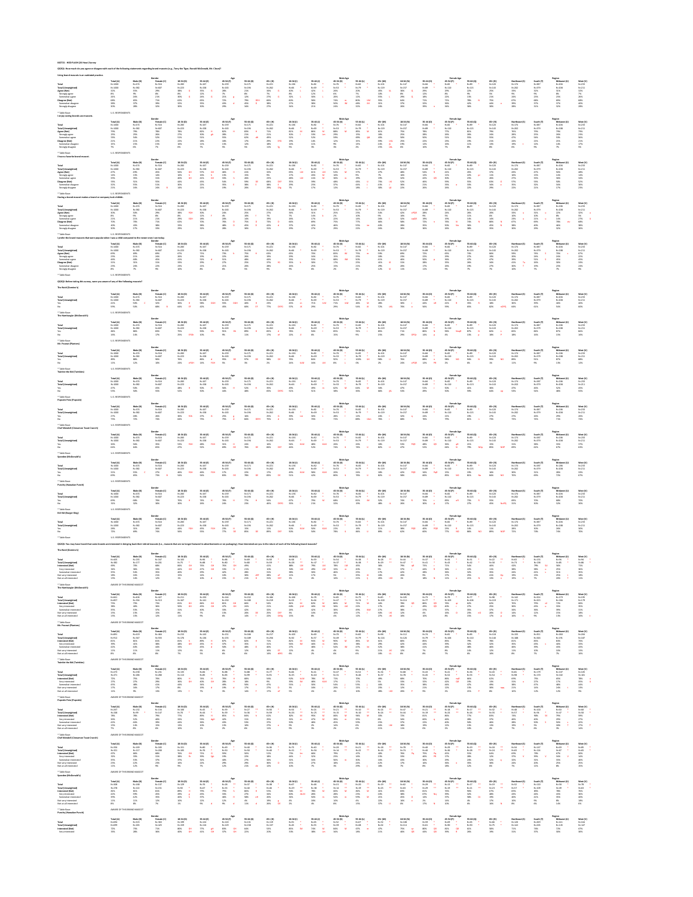4Q2721 - NDE FLASH (24 Hour) Survey

**Q2OQ1: How much do you agree or disagree with each of the following statements regarding brand mascots (e.g., Tony the Tiger, Ronald McDonald, Mr. Clean)?**

Using brand mascots is an outdated practice.

I enjoy seeing brands use mascots.

I have a favorite brand mascot.

Having a brand mascot makes a brand or company look childish.

I prefer the brand mascots that were popular when I was a child compared to the newer ones I see today.

**Q2OQ2: Before taking this survey, were you aware of any of the following mascots?**

The Noid (Domino's)

The Hamburglar (McDonald's)

Mr. Peanut (Planters)

Twinkie the Kid (Twinkies)

Popsicle Pete (Popsicle)

Chef Wendell (Cinnamon Toast Crunch)

Speedee (McDonald's)

Punchy (Hawaiian Punch)

Kid Vid (Burger King)

**Q2OQ3: You may have heard that some brands are interested in bringing back their retired mascots (i.e., mascots that are no longer featured in advertisements or on packaging). How interested are you in the return of each of the following brand mascots?**

The Noid (Domino's)

The Hamburglar (McDonald's)

Mr. Peanut (Planters)

Twinkie the Kid (Twinkies)

Popsicle Pete (Popsicle)

Chef Wendell (Cinnamon Toast Crunch)

Speedee (McDonald's)

Punchy (Hawaiian Punch)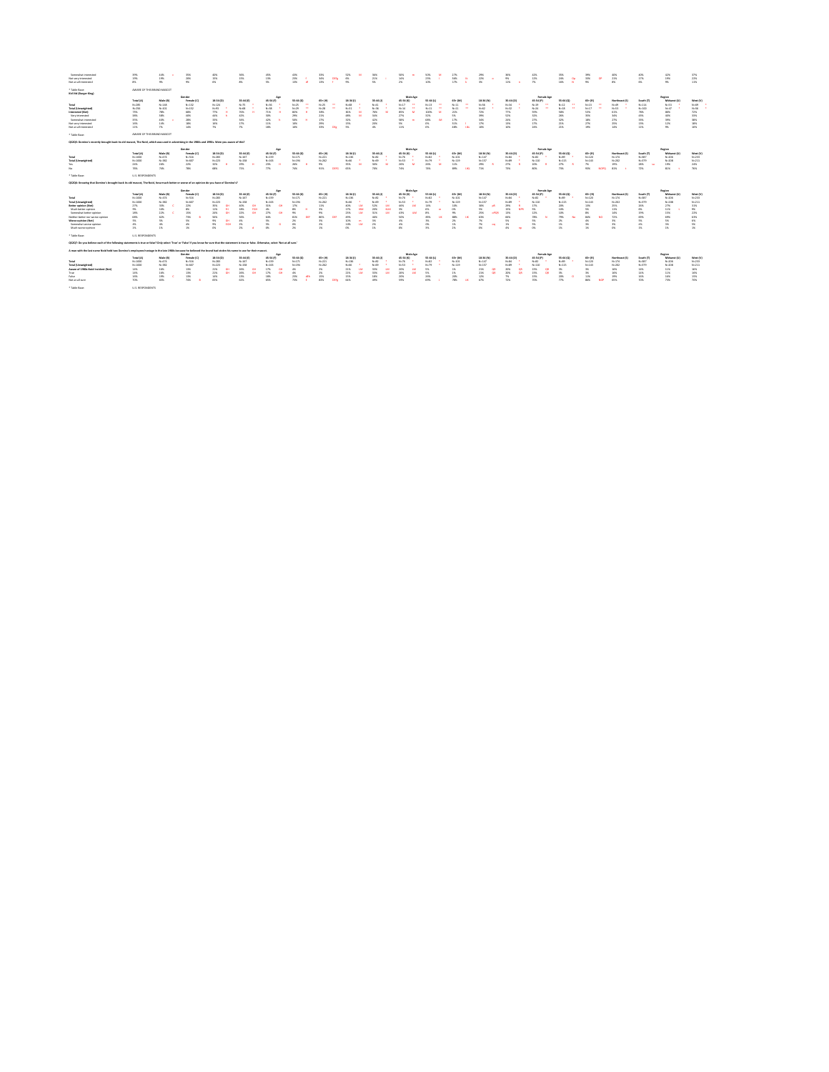| | Total (A) | Male (B) | Female (C) | 18-34 (D) | 35-44 (E) | 45-54 (F) | 55-64 (G) | 65+ (H) | 18-34 (I) | 35-44 (J) | 45-54 (K) | 55-64 (L) | 65+ (M) | 18-34 (N) | 35-44 (O) | 45-54 (P) | 55-64 (Q) | 65+ (R) | Northeast (S) | South (T) | Midwest (U) | West (V) |
|---|---|---|---|---|---|---|---|---|---|---|---|---|---|---|---|---|---|---|---|---|---|---|
| Somewhat interested | 39% | 44% c | 35% | 40% | 36% | 40% | 43% | 35% | 53% W | 36% | 56% m | 50% M | 27% | 29% | 36% | 42% | 35% | 39% | 40% | 40% | 42% | 37% |
| Not very interested | 19% | 19% | 20% | 16% | 15% | 13% | 29% f | 36% DEfg | 6% | 21% I | 16% | 23% I | 34% H | 22% o | 9% | 12% | 26% Op | 33% OP | 23% | 17% | 19% | 23% |
| Not at all interested | 8% | 9% | 9% | 6% | 8% | 5% | 10% ef | 15% I | 9% | 5% | 2% | 10% | 17% k | 3% | 11% n | 7% | 16% N | 9% | 8% | 6% | 9% | 11% |

* Table Base: AWARE OF THIS BRAND MASCOT

KLVIA (Burger King)

| | Gender | | | Age | | | | | Male Age | | | | | Female Age | | | | | Region | | | |
|---|---|---|---|---|---|---|---|---|---|---|---|---|---|---|---|---|---|---|---|---|---|---|
| | Total (A) | Male (B) | Female (C) | 18-34 (D) | 35-44 (E) | 45-54 (F) | 55-64 (G) | 65+ (H) | 18-34 (I) | 35-44 (J) | 45-54 (K) | 55-64 (L) | 65+ (M) | 18-34 (N) | 35-44 (O) | 45-54 (P) | 55-64 (Q) | 65+ (R) | Northeast (S) | South (T) | Midwest (U) | West (V) |
| Total | N=290 | N=138 | N=152 | N=124 | N=75 * | N=36 * | N=25 ** | N=30 ** | N=48 * | N=41 * | N=17 ** | N=13 ** | N=11 ** | N=76 * | N=34 * | N=19 ** | N=12 ** | N=13 ** | N=69 * | N=116 | N=51 * | N=49 * |
| Total (Unweighted) | N=290 | N=131 | N=152 | N=93 * | N=68 * | N=38 * | N=29 ** | N=28 ** | N=31 * | N=38 * | N=14 ** | N=11 ** | N=11 ** | N=62 * | N=42 * | N=24 ** | N=18 ** | N=17 ** | N=53 * | N=100 | N=67 * | N=68 * |
| Interested (Net) | 73% | 79% | 68% | 77% h | 75% H | 71% H | 80% H | 33% | 85% H | 76% M | 85% M | 100% M | 21% | 72% | 77% | 59% | 58% | 53% | 61% | 76% | 88% | 72% |
| Very interested | 38% | 58% | 38% | 44% h | 42% | 39% | 29% | 21% | 48% H | 50% | 27% | 33% | 5% | 39% | 52% | 32% | 26% | 35% | 34% | 43% | 48% | 33% |
| Somewhat interested | 35% | 41% c | 28% | 33% | 34% | 32% h | 50% H | 17% | 32% | 32% | 58% m | 64% M | 17% | 34% | 24% | 27% | 32% | 18% | 27% | 33% | 39% | 38% |
| Not very interested | 15% | 13% | 18% | 16% | 17% | 11% | 18% | 29% | 15% | 20% | 5% | 0% | 51% I | 17% | 13% | 17% | 21% | 27% | 25% | 13% | 12% | 18% |
| Not at all interested | 11% | 7% | 14% | 7% | 7% | 18% | 18% | 33% DEg | 5% | 4% | 11% | 0% | 28% I Jk | 11% | 10% | 24% | 21% | 19% | 16% | 11% | 9% | 10% |

* Table Base: AWARE OF THIS BRAND MASCOT

**QS2Q5: Domino's recently brought back its old mascot, The Noid, which was used in advertising in the 1980s and 1990s. Were you aware of this?**

| | Gender | | | Age | | | | | Male Age | | | | | Female Age | | | | | Region | | | |
|---|---|---|---|---|---|---|---|---|---|---|---|---|---|---|---|---|---|---|---|---|---|---|
| | Total (A) | Male (B) | Female (C) | 18-34 (D) | 35-44 (E) | 45-54 (F) | 55-64 (G) | 65+ (H) | 18-34 (I) | 35-44 (J) | 45-54 (K) | 55-64 (L) | 65+ (M) | 18-34 (N) | 35-44 (O) | 45-54 (P) | 55-64 (Q) | 65+ (R) | Northeast (S) | South (T) | Midwest (U) | West (V) |
| Total | N=1000 | N=474 | N=516 | N=283 | N=167 | N=159 | N=175 | N=221 | N=136 | N=82 * | N=76 * | N=82 * | N=101 | N=147 | N=84 * | N=82 * | N=93 * | N=120 | N=174 | N=387 | N=206 | N=233 |
| Total (Unweighted) | N=1000 | N=392 | N=607 | N=223 | N=158 | N=143 | N=190 | N=282 | N=68 * | N=49 * | N=53 * | N=79 * | N=135 | N=157 | N=109 | N=110 | N=115 | N=147 | N=203 | N=379 | N=208 | N=211 |
| Yes | 24% | 26% | 22% | 33% H | 29% H | 23% H | 20% H | 9% | 35% LM | 36% LM | 26% M | 18% | 11% | 29% R | 27% R | 20% R | 22% R | 7% | 19% | 18% | 19% | 24% |
| No | 76% | 74% | 78% | 68% | 71% | 77% | 79% | 91% DEFG | 65% | 64% | 74% | 82% | 89% IJK | 71% | 73% | 80% | 78% | 93% NOPQ | 81% | 82% | 81% | 76% |

* Table Base: U.S. RESPONDENTS

**QS2Q6: Knowing that Domino's brought back its old mascot, The Noid, how much better or worse of an opinion do you have of Domino's?**

| | Gender | | | Age | | | | | Male Age | | | | | Female Age | | | | | Region | | | |
|---|---|---|---|---|---|---|---|---|---|---|---|---|---|---|---|---|---|---|---|---|---|---|
| | Total (A) | Male (B) | Female (C) | 18-34 (D) | 35-44 (E) | 45-54 (F) | 55-64 (G) | 65+ (H) | 18-34 (I) | 35-44 (J) | 45-54 (K) | 55-64 (L) | 65+ (M) | 18-34 (N) | 35-44 (O) | 45-54 (P) | 55-64 (Q) | 65+ (R) | Northeast (S) | South (T) | Midwest (U) | West (V) |
| Total | N=1000 | N=474 | N=516 | N=283 | N=167 | N=159 | N=175 | N=221 | N=136 | N=82 * | N=76 * | N=82 * | N=101 | N=147 | N=84 * | N=82 * | N=93 * | N=120 | N=174 | N=387 | N=206 | N=233 |
| Total (Unweighted) | N=1000 | N=392 | N=607 | N=223 | N=158 | N=143 | N=190 | N=282 | N=68 * | N=49 * | N=53 * | N=79 * | N=135 | N=157 | N=109 | N=110 | N=115 | N=147 | N=203 | N=379 | N=208 | N=211 |
| Better opinion (Net) | 27% | 33% C | 22% | 35% GH | 40% GH | 36% GH | 17% | 12% | 40% LM | 52% LM | 48% LM | 14% | 18% | 30% QR | 28% Q | 27% Q | 17% | 10% | 25% | 26% | 27% | 31% |
| Much better opinion | 9% | 10% | 8% | 11% | 17% FGH | 14% FGH | 4% | 3% | 12% | 20% KLM | 20% KLM | 4% | 4% | 9% | 15% Q | 10% | 5% | 2% | 11% | 9% | 11% | 9% |
| Somewhat better opinion | 18% | 22% C | 15% | 24% GH | 23% GH | 22% GH | 13% | 9% | 28% | 32% LM | 28% LM | 10% | 14% | 21% | 13% | 17% | 12% | 8% | 14% | 17% | 15% | 22% |
| Neither better nor worse opinion | 64% | 62% | 73% B | 56% | 56% | 60% | 80% DEF | 86% DEF | 49% | 46% | 50% | 83% IJK | 84% IJK | 63% | 63% | 68% | 79% NO | 86% NO | 72% | 69% | 69% | 63% |
| Worse opinion (Net) | 9% | 5% | 5% | 9% | 4% | 4% | 3% | 2% | 10% | 2% | 2% | 3% | 2% | 7% | 9% | 5% | 4% | 4% | 3% | 5% | 5% | 6% |
| Somewhat worse opinion | 4% | 4% | 4% | 9% | 2% | 4% | 2% | 2% | 10% | 2% | 2% | 2% | 1% | 7% | 9% | 5% | 3% | 4% | 3% | 4% | 4% | 5% |
| Much worse opinion | 1% | 1% | 1% | 0% | 2% | 0% | 1% | 1% | 0% | 0% | 0% | 1% | 1% | 0% | 0% | 0% | 1% | 0% | 0% | 1% | 1% | 1% |

* Table Base: U.S. RESPONDENTS

**QS2Q7: Do you believe each of the following statements is true or false? Only select 'True' or 'False' if you know for sure that the statement is true or false. Otherwise, select 'Not at all sure.'**

**A man with the last name Noid held two Domino's employees hostage in the late 1980s because he believed the brand had stolen his name to use for their mascot.**

| | Gender | | | Age | | | | | Male Age | | | | | Female Age | | | | | Region | | | |
|---|---|---|---|---|---|---|---|---|---|---|---|---|---|---|---|---|---|---|---|---|---|---|
| | Total (A) | Male (B) | Female (C) | 18-34 (D) | 35-44 (E) | 45-54 (F) | 55-64 (G) | 65+ (H) | 18-34 (I) | 35-44 (J) | 45-54 (K) | 55-64 (L) | 65+ (M) | 18-34 (N) | 35-44 (O) | 45-54 (P) | 55-64 (Q) | 65+ (R) | Northeast (S) | South (T) | Midwest (U) | West (V) |
| Total | N=1000 | N=474 | N=516 | N=283 | N=167 | N=159 | N=175 | N=221 | N=136 | N=82 * | N=76 * | N=82 * | N=101 | N=147 | N=84 * | N=82 * | N=93 * | N=120 | N=174 | N=387 | N=206 | N=233 |
| Total (Unweighted) | N=1000 | N=392 | N=607 | N=223 | N=158 | N=143 | N=190 | N=282 | N=68 * | N=49 * | N=53 * | N=79 * | N=135 | N=157 | N=109 | N=110 | N=115 | N=147 | N=203 | N=379 | N=208 | N=211 |
| Aware of 1980s Noid Incident (Net) | 14% | 14% | 13% | 21% GH | 20% GH | 17% GH | 4% | 3% | 21% LM | 55% LM | 20% LM | 5% | 1% | 21% QR | 20% QR | 15% QR | 5% | 3% | 10% | 14% | 11% | 16% |
| True | 13% | 14% | 13% | 21% GH | 20% GH | 17% GH | 6% | 3% | 21% LM | 55% LM | 20% LM | 5% | 1% | 21% QR | 20% QR | 15% QR | 5% | 3% | 10% | 14% | 11% | 16% |
| False | 16% | 19% C | 13% | 14% | 13% | 18% | 21% | 16% | 15% | 18% | 18% | 26% | 25% | 12% | 7% | 15% | 20% | 12% | 19% | 16% | 16% | 15% |
| Not at all sure | 70% | 65% | 74% B | 65% | 61% | 65% | 73% E | 83% DEFg | 64% | 49% | 59% | 69% | 74% | 67% | 72% | 70% | 77% | 86% NOP | 65% | 70% | 73% | 70% |

* Table Base: U.S. RESPONDENTS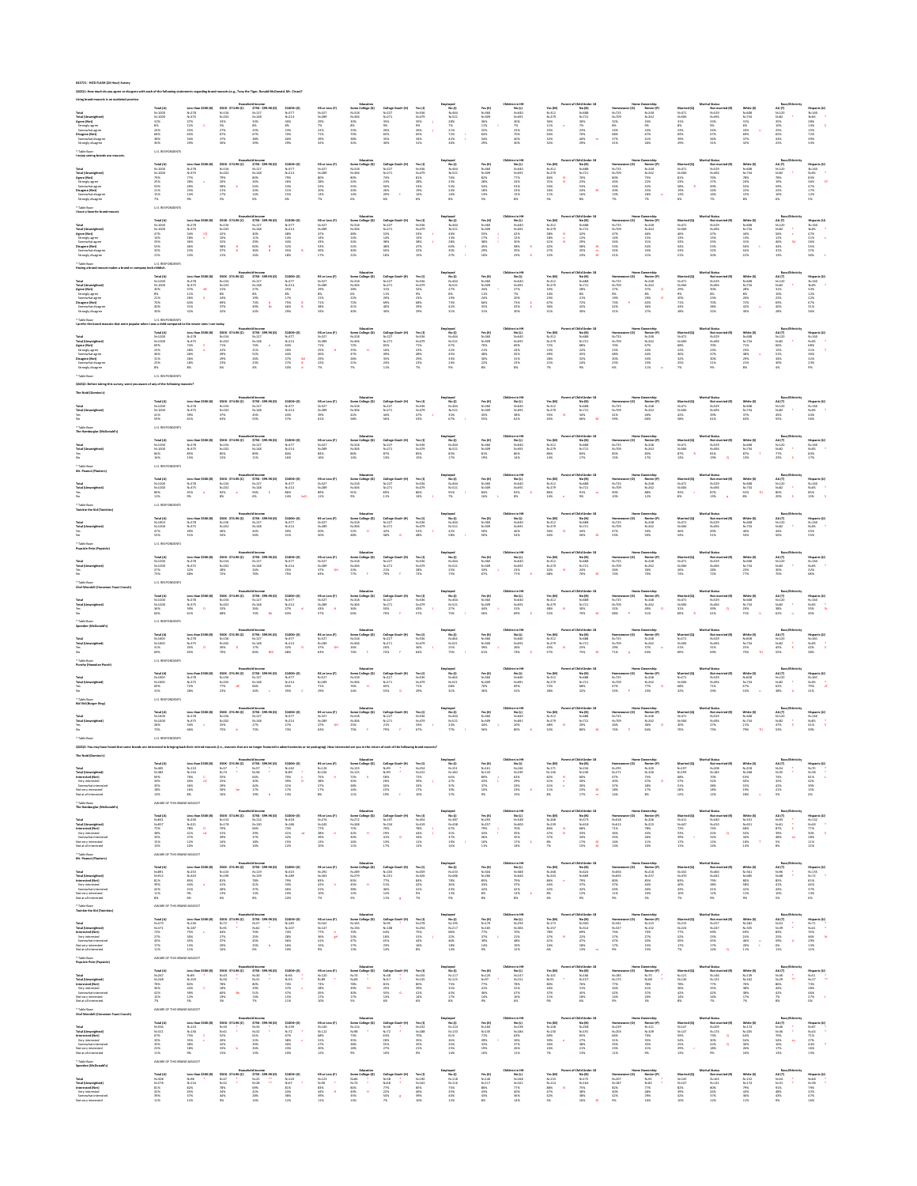842721 - HOD FLASH (24 Hour) Survey

Q2Q21: How much do you agree or disagree with each of the following statements regarding brand mascots (e.g., Tony the Tiger, Ronald McDonald, Mr. Clean)?

Using brand mascots is an outdated practice.

Column groups: Total (A); Household Income: Less than $50K (B), $50K - $74.9K (C), $75K - $99.9K (D), $100K+ (E), HI or Less (F); Education: Some College (G), College Grad+ (H); Employed: Yes (I), No (J); Children in HH: Yes (K), No (L); Parent of Child Under 18: Yes (M), No (N); Home Ownership: Homeowner (O), Renter (P); Marital Status: Married (Q), Not married (R); Race/Ethnicity: White (S), AA (T), Hispanic (U)

Rows: Total; Total (Unweighted); Agree (Net); Strongly agree; Somewhat agree; Disagree (Net); Somewhat disagree; Strongly disagree

* Table Base: U.S. RESPONDENTS

I enjoy seeing brands use mascots.

Rows: Total; Total (Unweighted); Agree (Net); Strongly agree; Somewhat agree; Disagree (Net); Somewhat disagree; Strongly disagree

* Table Base: U.S. RESPONDENTS

I have a favorite brand mascot.

Rows: Total; Total (Unweighted); Agree (Net); Strongly agree; Somewhat agree; Disagree (Net); Somewhat disagree; Strongly disagree

* Table Base: U.S. RESPONDENTS

Having a brand mascot makes a brand or company look childish.

Rows: Total; Total (Unweighted); Agree (Net); Strongly agree; Somewhat agree; Disagree (Net); Somewhat disagree; Strongly disagree

* Table Base: U.S. RESPONDENTS

I prefer the brand mascots that were popular when I was a child compared to the newer ones I see today.

Rows: Total; Total (Unweighted); Agree (Net); Strongly agree; Somewhat agree; Disagree (Net); Somewhat disagree; Strongly disagree

* Table Base: U.S. RESPONDENTS

Q2Q22: Before taking this survey, were you aware of any of the following mascots?

The Noid (Domino's)

Rows: Total; Total (Unweighted); Yes; No

* Table Base: U.S. RESPONDENTS

The Hamburglar (McDonald's)

Rows: Total; Total (Unweighted); Yes; No

* Table Base: U.S. RESPONDENTS

Mr. Peanut (Planters)

Rows: Total; Total (Unweighted); Yes; No

* Table Base: U.S. RESPONDENTS

Twinkie the Kid (Twinkies)

Rows: Total; Total (Unweighted); Yes; No

* Table Base: U.S. RESPONDENTS

Popsicle Pete (Popsicle)

Rows: Total; Total (Unweighted); Yes; No

* Table Base: U.S. RESPONDENTS

Chef Wendell (Cinnamon Toast Crunch)

Rows: Total; Total (Unweighted); Yes; No

* Table Base: U.S. RESPONDENTS

Speedee (McDonald's)

Rows: Total; Total (Unweighted); Yes; No

* Table Base: U.S. RESPONDENTS

Punchy (Hawaiian Punch)

Rows: Total; Total (Unweighted); Yes; No

* Table Base: U.S. RESPONDENTS

Kid Vid (Burger King)

Rows: Total; Total (Unweighted); Yes; No

* Table Base: U.S. RESPONDENTS

Q2Q23: You may have heard that some brands are interested in bringing back their retired mascots (i.e., mascots that are no longer featured in advertisements or on packaging). How interested are you in the return of each of the following brand mascots?

The Noid (Domino's)

Rows: Total; Total (Unweighted); Interested (Net); Very interested; Somewhat interested; Not very interested; Not at all interested

* Table Base: AWARE OF THIS BRAND MASCOT

The Hamburglar (McDonald's)

Rows: Total; Total (Unweighted); Interested (Net); Very interested; Somewhat interested; Not very interested; Not at all interested

* Table Base: AWARE OF THIS BRAND MASCOT

Mr. Peanut (Planters)

Rows: Total; Total (Unweighted); Interested (Net); Very interested; Somewhat interested; Not very interested; Not at all interested

* Table Base: AWARE OF THIS BRAND MASCOT

Twinkie the Kid (Twinkies)

Rows: Total; Total (Unweighted); Interested (Net); Very interested; Somewhat interested; Not very interested; Not at all interested

* Table Base: AWARE OF THIS BRAND MASCOT

Popsicle Pete (Popsicle)

Rows: Total; Total (Unweighted); Interested (Net); Very interested; Somewhat interested; Not very interested; Not at all interested

* Table Base: AWARE OF THIS BRAND MASCOT

Chef Wendell (Cinnamon Toast Crunch)

Rows: Total; Total (Unweighted); Interested (Net); Very interested; Somewhat interested; Not very interested; Not at all interested

* Table Base: AWARE OF THIS BRAND MASCOT

Speedee (McDonald's)

Rows: Total; Total (Unweighted); Interested (Net); Very interested; Somewhat interested; Not very interested; Not at all interested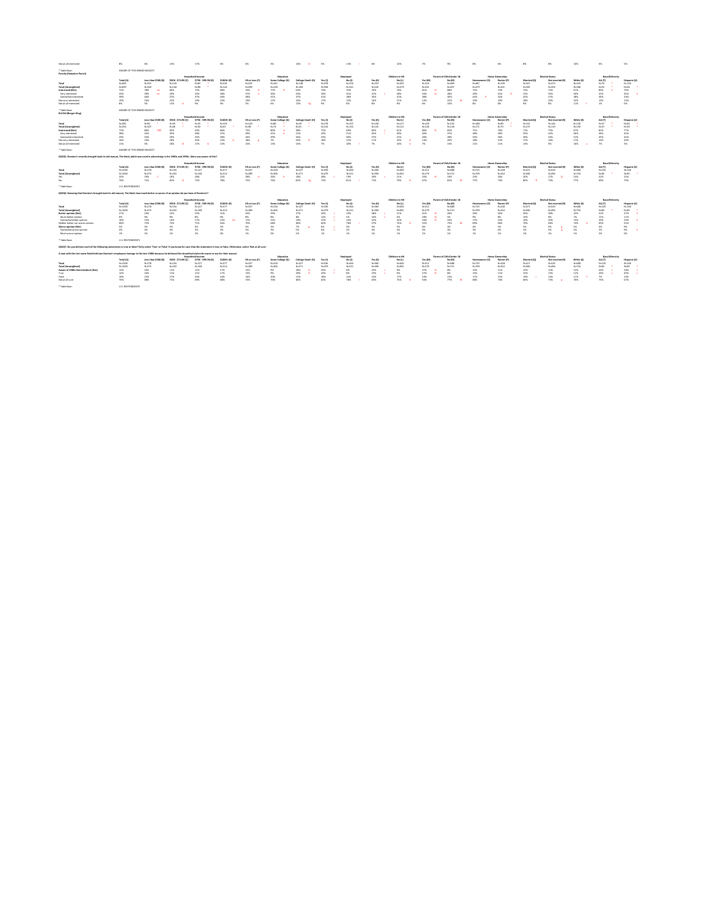| | Total (A) | Less than $50K (B) | $50K - $74.9K (C) | $75K - $99.9K (D) | $100K+ (E) | HS or Less (F) | Some College (G) | College Grad+ (H) | Yes (I) | No (J) | Yes (K) | No (L) | Yes (M) | No (N) | Homeowner (O) | Renter (P) | Married (Q) | Not married (R) | White (S) | AA (T) | Hispanic (U) |
|---|---|---|---|---|---|---|---|---|---|---|---|---|---|---|---|---|---|---|---|---|---|
| Not at all interested | 8% | 4% | 13% | 17% | 6% | 6% | 3% | 16% G | 5% | 13% I | 6% | 10% | 7% | 9% | 8% | 4% | 8% | 8% | 10% | 8% | 5% |

\* Table Base: AWARE OF THIS BRAND MASCOT

**Punchy (Hawaiian Punch)**

| | | Household Income | | | | Education | | | Employed | | Children in HH | | Parent of Child Under 18 | | Home Ownership | | Marital Status | | Race/Ethnicity | | |
|---|---|---|---|---|---|---|---|---|---|---|---|---|---|---|---|---|---|---|---|---|---|
| | Total (A) | Less than $50K (B) | $50K - $74.9K (C) | $75K - $99.9K (D) | $100K+ (E) | HS or Less (F) | Some College (G) | College Grad+ (H) | Yes (I) | No (J) | Yes (K) | No (L) | Yes (M) | No (N) | Homeowner (O) | Renter (P) | Married (Q) | Not married (R) | White (S) | AA (T) | Hispanic (U) |
| Total | N=694 | N=201 | N=120 | N=83 | N=244 | N=252 | N=241 | N=188 | N=378 | N=318 | N=253 | N=441 | N=224 | N=469 | N=487 | N=195 | N=321 | N=373 | N=518 | N=74 | N=128 |
| Total (Unweighted) | N=699 | N=269 | N=138 | N=98 | N=155 | N=209 | N=228 | N=183 | N=358 | N=341 | N=228 | N=479 | N=202 | N=497 | N=479 | N=205 | N=345 | N=354 | N=508 | N=50 | N=65 |
| Interested (Net) | 73% | 78% Cd | 69% | 73% | 68% | 76% H | 77% H | 63% | 74% | 70% | 76% | 70% | 81% N | 68% | 71% | 73% | 72% | 71% | 67% | 85% S | 79% |
| Very interested | 33% | 39% ce | 29% | 35% | 28% | 37% h | 36% | 26% | 34% | 32% | 42% | 28% | 43% N | 28% | 29% | 41% O | 31% | 35% | 30% | 41% | 45% S |
| Somewhat interested | 39% | 40% | 37% | 37% | 40% | 38% | 41% | 37% | 41% | 38% | 35% | 41% | 38% | 40% | 43% P | 32% | 42% | 37% | 38% | 44% | 34% |
| Not very interested | 19% | 16% | 22% | 19% | 23% | 19% | 17% | 24% | 17% | 22% | 16% | 21% | 13% | 22% M | 19% | 19% | 18% | 20% | 22% | 15% | 15% |
| Not at all interested | 8% | 5% | 12% b | 9% | 9% | 5% | 6% | 13% fg | 9% | 8% | 8% | 9% | 6% | 10% | 8% | 8% | 9% | 8% | 11% t | 1% | 6% |

\* Table Base: AWARE OF THIS BRAND MASCOT

**BluKid (Burger King)**

| | | Household Income | | | | Education | | | Employed | | Children in HH | | Parent of Child Under 18 | | Home Ownership | | Marital Status | | Race/Ethnicity | | |
|---|---|---|---|---|---|---|---|---|---|---|---|---|---|---|---|---|---|---|---|---|---|
| | Total (A) | Less than $50K (B) | $50K - $74.9K (C) | $75K - $99.9K (D) | $100K+ (E) | HS or Less (F) | Some College (G) | College Grad+ (H) | Yes (I) | No (J) | Yes (K) | No (L) | Yes (M) | No (N) | Homeowner (O) | Renter (P) | Married (Q) | Not married (R) | White (S) | AA (T) | Hispanic (U) |
| Total | N=295 | N=95 | N=59 | N=35 | N=103 | N=120 | N=80 | N=38 | N=178 | N=107 | N=158 | N=127 | N=169 | N=116 | N=188 | N=89 | N=141 | N=144 | N=158 | N=67 | N=65 |
| Total (Unweighted) | N=254 | N=107 | N=48 | N=30 | N=65 | N=98 | N=74 | N=45 | N=154 | N=102 | N=135 | N=121 | N=128 | N=128 | N=171 | N=79 | N=137 | N=119 | N=150 | N=57 | N=39 |
| Interested (Net) | 73% | 84% CDE | 63% | 63% | 66% | 73% | 80% H | 58% | 75% | 69% | 82% L | 61% | 80% N | 65% | 71% | 76% | 71% | 75% | 67% | 81% | 77% |
| Very interested | 38% | 42% | 33% | 28% | 37% | 39% | 41% E | 22% | 43% | 31% | 45% I | 30% | 40% | 37% | 38% | 34% | 35% | 41% | 36% | 36% | 45% |
| Somewhat interested | 35% | 43% | 29% | 35% | 28% | 34% | 39% | 36% | 33% | 38% | 37% | 31% | 40% | 28% | 33% | 36% | 36% | 34% | 31% | 45% | 36% |
| Not very interested | 16% | 11% | 19% | 20% | 22% b | 18% g | 7% | 26% G | 18% | 15% | 11% | 23% K | 13% | 20% | 18% | 13% | 17% | 16% | 17% | 12% | 20% |
| Not at all interested | 11% | 5% | 18% B | 17% B | 13% | 10% | 13% | 16% | 7% | 16% I | 7% | 16% K | 7% | 15% | 11% | 11% | 13% | 9% | 16% s | 7% | 3% |

\* Table Base: AWARE OF THIS BRAND MASCOT

**QS2Q5: Domino's recently brought back its old mascot, The Noid, which was used in advertising in the 1980s and 1990s. Were you aware of this?**

| | | Household Income | | | | Education | | | Employed | | Children in HH | | Parent of Child Under 18 | | Home Ownership | | Marital Status | | Race/Ethnicity | | |
|---|---|---|---|---|---|---|---|---|---|---|---|---|---|---|---|---|---|---|---|---|---|
| | Total (A) | Less than $50K (B) | $50K - $74.9K (C) | $75K - $99.9K (D) | $100K+ (E) | HS or Less (F) | Some College (G) | College Grad+ (H) | Yes (I) | No (J) | Yes (K) | No (L) | Yes (M) | No (N) | Homeowner (O) | Renter (P) | Married (Q) | Not married (R) | White (S) | AA (T) | Hispanic (U) |
| Total | N=1000 | N=278 | N=156 | N=127 | N=377 | N=327 | N=318 | N=227 | N=536 | N=464 | N=360 | N=640 | N=312 | N=688 | N=725 | N=248 | N=471 | N=529 | N=608 | N=120 | N=160 |
| Total (Unweighted) | N=1000 | N=375 | N=202 | N=148 | N=214 | N=289 | N=306 | N=271 | N=479 | N=521 | N=309 | N=691 | N=279 | N=721 | N=709 | N=262 | N=508 | N=496 | N=734 | N=82 | N=85 |
| Yes | 24% | 29% C | 19% | 28% | 22% | 28% H | 26% h | 18% | 28% J | 19% | 29% L | 21% | 33% N | 19% | 23% | 26% | 20% | 27% Q | 23% | 31% | 25% |
| No | 76% | 71% | 81% B | 72% | 78% | 72% | 74% | 82% fg | 72% | 81% I | 71% | 79% K | 67% | 81% M | 77% | 74% | 80% R | 73% | 77% | 69% | 75% |

\* Table Base: U.S. RESPONDENTS

**QS2Q6: Knowing that Domino's brought back its old mascot, The Noid, how much better or worse of an opinion do you have of Domino's?**

| | | Household Income | | | | Education | | | Employed | | Children in HH | | Parent of Child Under 18 | | Home Ownership | | Marital Status | | Race/Ethnicity | | |
|---|---|---|---|---|---|---|---|---|---|---|---|---|---|---|---|---|---|---|---|---|---|
| | Total (A) | Less than $50K (B) | $50K - $74.9K (C) | $75K - $99.9K (D) | $100K+ (E) | HS or Less (F) | Some College (G) | College Grad+ (H) | Yes (I) | No (J) | Yes (K) | No (L) | Yes (M) | No (N) | Homeowner (O) | Renter (P) | Married (Q) | Not married (R) | White (S) | AA (T) | Hispanic (U) |
| Total | N=1000 | N=278 | N=156 | N=127 | N=377 | N=327 | N=318 | N=227 | N=536 | N=464 | N=360 | N=640 | N=312 | N=688 | N=725 | N=248 | N=471 | N=529 | N=608 | N=120 | N=160 |
| Total (Unweighted) | N=1000 | N=375 | N=202 | N=148 | N=214 | N=289 | N=306 | N=271 | N=479 | N=521 | N=309 | N=691 | N=279 | N=721 | N=709 | N=262 | N=508 | N=496 | N=734 | N=82 | N=85 |
| Better opinion (Net) | 27% | 28% | 22% | 25% | 31% | 25% | 29% | 27% | 34% J | 19% | 38% L | 21% | 41% N | 20% | 26% | 30% | 26% | 28% | 22% | 31% | 37% S |
| Much better opinion | 9% | 9% | 9% | 8% | 9% | 8% | 8% | 8% | 12% J | 5% | 16% L | 6% | 18% N | 5% | 9% | 8% | 10% | 8% | 7% | 11% | 11% |
| Somewhat better opinion | 18% | 19% | 14% | 17% | 22% be | 17% | 21% | 19% | 22% J | 14% | 22% | 16% | 24% N | 16% | 17% | 22% | 16% | 20% | 15% | 20% | 26% S |
| Neither better nor worse opinion | 68% | 72% | 73% | 71% | 64% | 70% | 68% | 66% | 60% | 78% I | 57% | 74% K | 52% | 75% M | 69% | 68% | 70% | 66% | 74% Q | 65% | 55% |
| Worse opinion (Net) | 5% | 5% | 5% | 4% | 5% | 5% | 3% | 7% g | 6% | 3% | 5% | 5% | 6% | 5% | 5% | 3% | 4% | 6% q | 4% | 4% | 9% |
| Somewhat worse opinion | 4% | 4% | 4% | 3% | 5% | 5% | 3% | 5% | 4% | 2% | 4% | 4% | 5% | 3% | 4% | 2% | 2% | 5% Q | 3% | 2% | 9% S |
| Much worse opinion | 1% | 1% | 1% | 2% | 0% | 1% | 0% | 2% | 1% | 1% | 1% | 1% | 1% | 1% | 1% | 1% | 1% | 1% | 1% | 2% | 0% |

\* Table Base: U.S. RESPONDENTS

**QS2Q7: Do you believe each of the following statements is true or false? Only select 'True' or 'False' if you know for sure that the statement is true or false. Otherwise, select 'Not at all sure.'**

**A man with the last name Noid held two Domino's employees hostage in the late 1980s because he believed the brand had stolen his name to use for their mascot.**

| | | Household Income | | | | Education | | | Employed | | Children in HH | | Parent of Child Under 18 | | Home Ownership | | Marital Status | | Race/Ethnicity | | |
|---|---|---|---|---|---|---|---|---|---|---|---|---|---|---|---|---|---|---|---|---|---|
| | Total (A) | Less than $50K (B) | $50K - $74.9K (C) | $75K - $99.9K (D) | $100K+ (E) | HS or Less (F) | Some College (G) | College Grad+ (H) | Yes (I) | No (J) | Yes (K) | No (L) | Yes (M) | No (N) | Homeowner (O) | Renter (P) | Married (Q) | Not married (R) | White (S) | AA (T) | Hispanic (U) |
| Total | N=1000 | N=278 | N=156 | N=127 | N=377 | N=327 | N=318 | N=227 | N=536 | N=464 | N=360 | N=640 | N=312 | N=688 | N=725 | N=248 | N=471 | N=529 | N=608 | N=120 | N=160 |
| Total (Unweighted) | N=1000 | N=375 | N=202 | N=148 | N=214 | N=289 | N=306 | N=271 | N=479 | N=521 | N=309 | N=691 | N=279 | N=721 | N=709 | N=262 | N=508 | N=496 | N=734 | N=82 | N=85 |
| Aware of 1980s Noid incident (Net) | 14% | 14% | 11% | 15% | 17% | 13% | 9% | 20% G | 20% J | 8% | 23% L | 9% | 27% N | 8% | 15% | 11% | 15% | 13% | 12% | 20% s | 23% S |
| True | 14% | 14% | 11% | 15% | 17% | 13% | 9% | 20% G | 20% J | 8% | 23% L | 9% | 27% N | 8% | 15% | 11% | 15% | 13% | 12% | 20% s | 20% s |
| False | 16% | 15% | 17% | 20% | 16% | 14% | 20% | 13% | 18% | 14% | 14% | 17% | 19% | 15% | 17% | 15% | 19% r | 15% | 17% T | 7% | 13% |
| Not at all sure | 70% | 68% | 72% | 69% | 68% | 72% | 70% | 66% | 62% | 78% I | 63% | 74% K | 54% | 77% M | 68% | 74% | 66% | 73% q | 70% | 73% | 67% |

\* Table Base: U.S. RESPONDENTS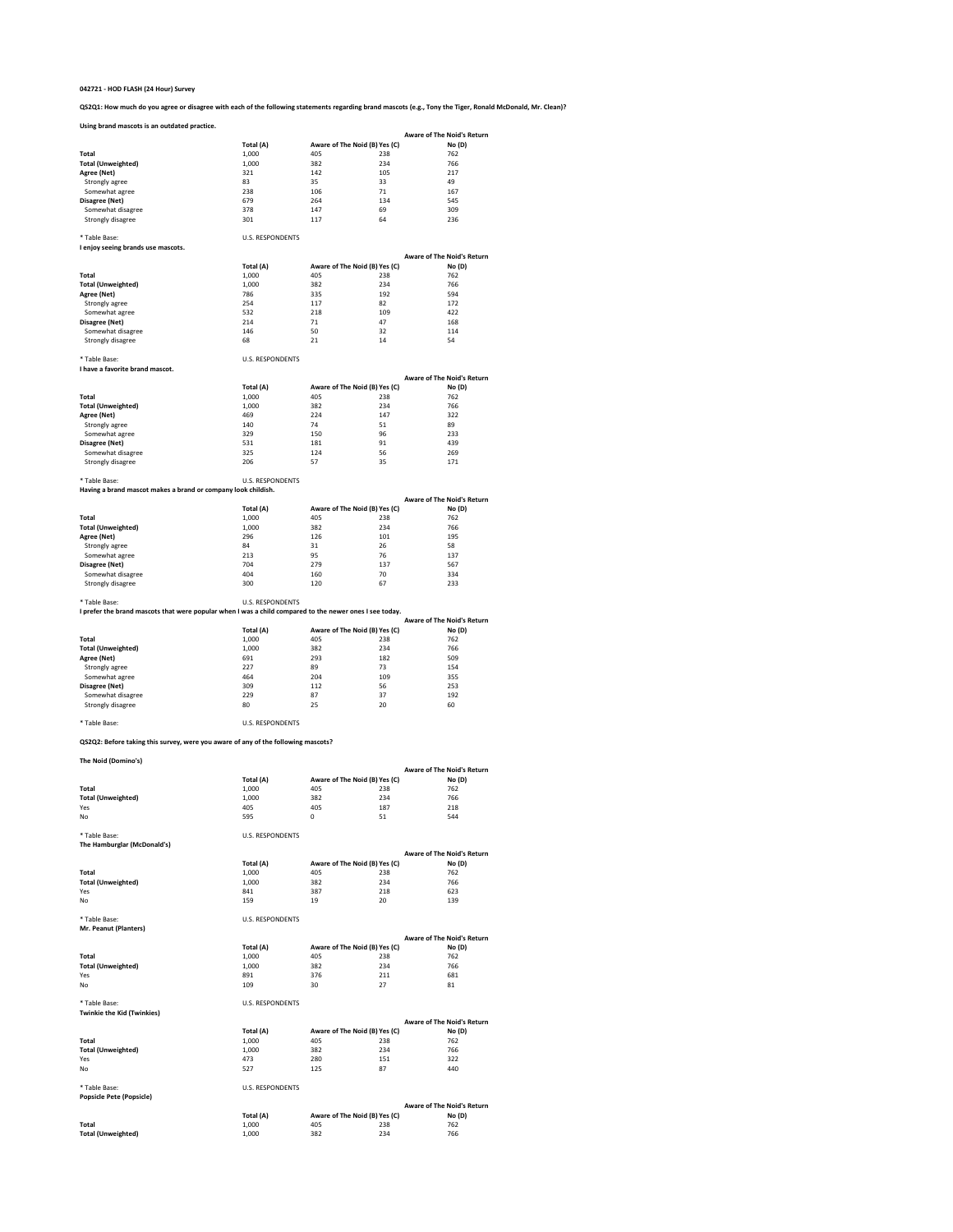**042721 - HOD FLASH (24 Hour) Survey**

**QS2Q1: How much do you agree or disagree with each of the following statements regarding brand mascots (e.g., Tony the Tiger, Ronald McDonald, Mr. Clean)?**

**Using brand mascots is an outdated practice.**

| | Total (A) | Aware of The Noid (B) | Aware of The Noid's Return Yes (C) | No (D) |
|---|---|---|---|---|
| **Total** | 1,000 | 405 | 238 | 762 |
| **Total (Unweighted)** | 1,000 | 382 | 234 | 766 |
| **Agree (Net)** | 321 | 142 | 105 | 217 |
| Strongly agree | 83 | 35 | 33 | 49 |
| Somewhat agree | 238 | 106 | 71 | 167 |
| **Disagree (Net)** | 679 | 264 | 134 | 545 |
| Somewhat disagree | 378 | 147 | 69 | 309 |
| Strongly disagree | 301 | 117 | 64 | 236 |

* Table Base: U.S. RESPONDENTS

**I enjoy seeing brands use mascots.**

| | Total (A) | Aware of The Noid (B) | Aware of The Noid's Return Yes (C) | No (D) |
|---|---|---|---|---|
| **Total** | 1,000 | 405 | 238 | 762 |
| **Total (Unweighted)** | 1,000 | 382 | 234 | 766 |
| **Agree (Net)** | 786 | 335 | 192 | 594 |
| Strongly agree | 254 | 117 | 82 | 172 |
| Somewhat agree | 532 | 218 | 109 | 422 |
| **Disagree (Net)** | 214 | 71 | 47 | 168 |
| Somewhat disagree | 146 | 50 | 32 | 114 |
| Strongly disagree | 68 | 21 | 14 | 54 |

* Table Base: U.S. RESPONDENTS

**I have a favorite brand mascot.**

| | Total (A) | Aware of The Noid (B) | Aware of The Noid's Return Yes (C) | No (D) |
|---|---|---|---|---|
| **Total** | 1,000 | 405 | 238 | 762 |
| **Total (Unweighted)** | 1,000 | 382 | 234 | 766 |
| **Agree (Net)** | 469 | 224 | 147 | 322 |
| Strongly agree | 140 | 74 | 51 | 89 |
| Somewhat agree | 329 | 150 | 96 | 233 |
| **Disagree (Net)** | 531 | 181 | 91 | 439 |
| Somewhat disagree | 325 | 124 | 56 | 269 |
| Strongly disagree | 206 | 57 | 35 | 171 |

* Table Base: U.S. RESPONDENTS

**Having a brand mascot makes a brand or company look childish.**

| | Total (A) | Aware of The Noid (B) | Aware of The Noid's Return Yes (C) | No (D) |
|---|---|---|---|---|
| **Total** | 1,000 | 405 | 238 | 762 |
| **Total (Unweighted)** | 1,000 | 382 | 234 | 766 |
| **Agree (Net)** | 296 | 126 | 101 | 195 |
| Strongly agree | 84 | 31 | 26 | 58 |
| Somewhat agree | 213 | 95 | 76 | 137 |
| **Disagree (Net)** | 704 | 279 | 137 | 567 |
| Somewhat disagree | 404 | 160 | 70 | 334 |
| Strongly disagree | 300 | 120 | 67 | 233 |

* Table Base: U.S. RESPONDENTS

**I prefer the brand mascots that were popular when I was a child compared to the newer ones I see today.**

| | Total (A) | Aware of The Noid (B) | Aware of The Noid's Return Yes (C) | No (D) |
|---|---|---|---|---|
| **Total** | 1,000 | 405 | 238 | 762 |
| **Total (Unweighted)** | 1,000 | 382 | 234 | 766 |
| **Agree (Net)** | 691 | 293 | 182 | 509 |
| Strongly agree | 227 | 89 | 73 | 154 |
| Somewhat agree | 464 | 204 | 109 | 355 |
| **Disagree (Net)** | 309 | 112 | 56 | 253 |
| Somewhat disagree | 229 | 87 | 37 | 192 |
| Strongly disagree | 80 | 25 | 20 | 60 |

* Table Base: U.S. RESPONDENTS

**QS2Q2: Before taking this survey, were you aware of any of the following mascots?**

**The Noid (Domino's)**

| | Total (A) | Aware of The Noid (B) | Aware of The Noid's Return Yes (C) | No (D) |
|---|---|---|---|---|
| **Total** | 1,000 | 405 | 238 | 762 |
| **Total (Unweighted)** | 1,000 | 382 | 234 | 766 |
| Yes | 405 | 405 | 187 | 218 |
| No | 595 | 0 | 51 | 544 |

* Table Base: U.S. RESPONDENTS

**The Hamburglar (McDonald's)**

| | Total (A) | Aware of The Noid (B) | Aware of The Noid's Return Yes (C) | No (D) |
|---|---|---|---|---|
| **Total** | 1,000 | 405 | 238 | 762 |
| **Total (Unweighted)** | 1,000 | 382 | 234 | 766 |
| Yes | 841 | 387 | 218 | 623 |
| No | 159 | 19 | 20 | 139 |

* Table Base: U.S. RESPONDENTS

**Mr. Peanut (Planters)**

| | Total (A) | Aware of The Noid (B) | Aware of The Noid's Return Yes (C) | No (D) |
|---|---|---|---|---|
| **Total** | 1,000 | 405 | 238 | 762 |
| **Total (Unweighted)** | 1,000 | 382 | 234 | 766 |
| Yes | 891 | 376 | 211 | 681 |
| No | 109 | 30 | 27 | 81 |

* Table Base: U.S. RESPONDENTS

**Twinkie the Kid (Twinkies)**

| | Total (A) | Aware of The Noid (B) | Aware of The Noid's Return Yes (C) | No (D) |
|---|---|---|---|---|
| **Total** | 1,000 | 405 | 238 | 762 |
| **Total (Unweighted)** | 1,000 | 382 | 234 | 766 |
| Yes | 473 | 280 | 151 | 322 |
| No | 527 | 125 | 87 | 440 |

* Table Base: U.S. RESPONDENTS

**Popsicle Pete (Popsicle)**

| | Total (A) | Aware of The Noid (B) | Aware of The Noid's Return Yes (C) | No (D) |
|---|---|---|---|---|
| **Total** | 1,000 | 405 | 238 | 762 |
| **Total (Unweighted)** | 1,000 | 382 | 234 | 766 |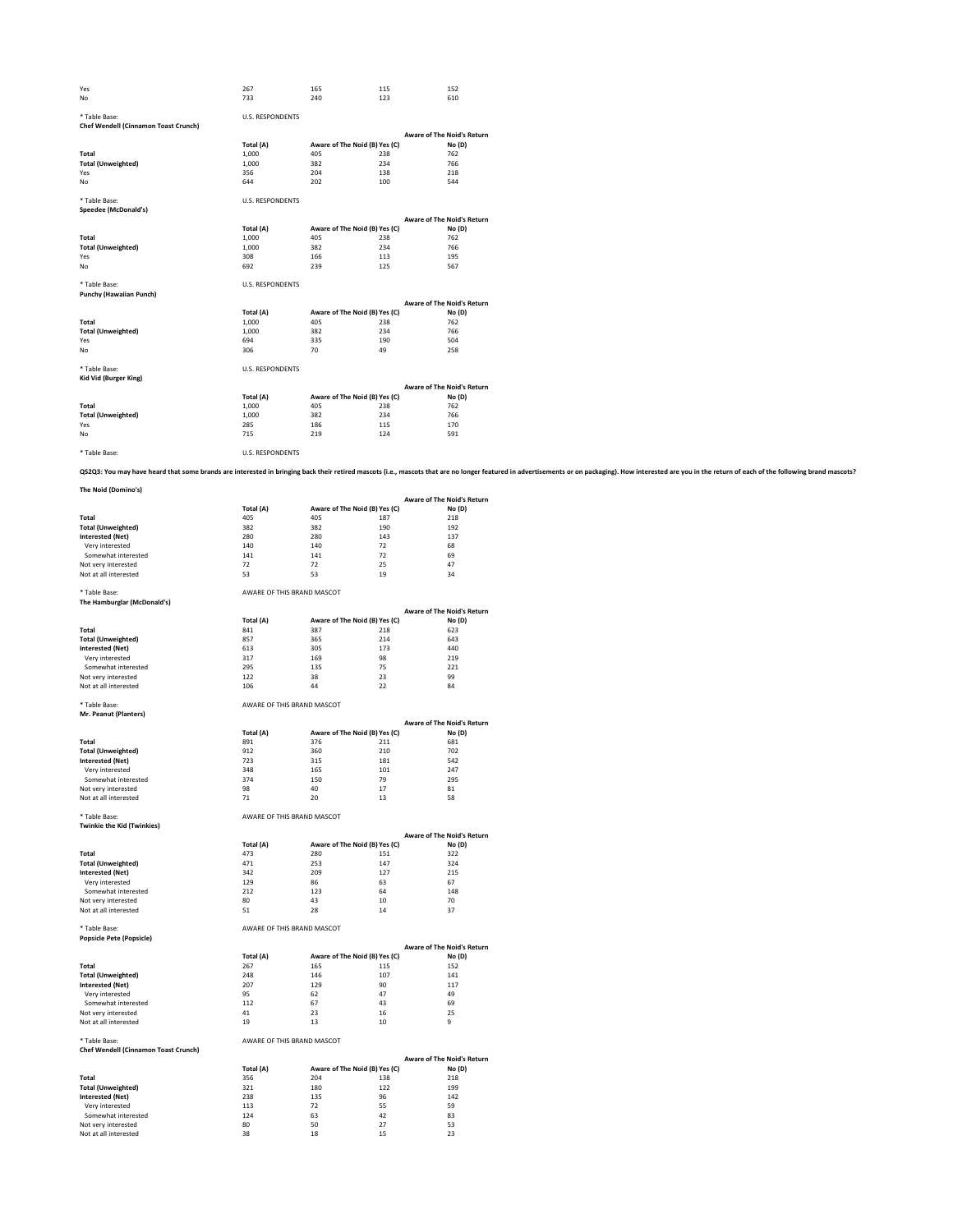| | | | | |
|---|---|---|---|---|
| Yes | 267 | 165 | 115 | 152 |
| No | 733 | 240 | 123 | 610 |

* Table Base: U.S. RESPONDENTS

**Chef Wendell (Cinnamon Toast Crunch)**

| | | | | Aware of The Noid's Return |
|---|---|---|---|---|
| | Total (A) | Aware of The Noid (B) | Yes (C) | No (D) |
| **Total** | 1,000 | 405 | 238 | 762 |
| **Total (Unweighted)** | 1,000 | 382 | 234 | 766 |
| Yes | 356 | 204 | 138 | 218 |
| No | 644 | 202 | 100 | 544 |

* Table Base: U.S. RESPONDENTS

**Speedee (McDonald's)**

| | | | | Aware of The Noid's Return |
|---|---|---|---|---|
| | Total (A) | Aware of The Noid (B) | Yes (C) | No (D) |
| **Total** | 1,000 | 405 | 238 | 762 |
| **Total (Unweighted)** | 1,000 | 382 | 234 | 766 |
| Yes | 308 | 166 | 113 | 195 |
| No | 692 | 239 | 125 | 567 |

* Table Base: U.S. RESPONDENTS

**Punchy (Hawaiian Punch)**

| | | | | Aware of The Noid's Return |
|---|---|---|---|---|
| | Total (A) | Aware of The Noid (B) | Yes (C) | No (D) |
| **Total** | 1,000 | 405 | 238 | 762 |
| **Total (Unweighted)** | 1,000 | 382 | 234 | 766 |
| Yes | 694 | 335 | 190 | 504 |
| No | 306 | 70 | 49 | 258 |

* Table Base: U.S. RESPONDENTS

**Kid Vid (Burger King)**

| | | | | Aware of The Noid's Return |
|---|---|---|---|---|
| | Total (A) | Aware of The Noid (B) | Yes (C) | No (D) |
| **Total** | 1,000 | 405 | 238 | 762 |
| **Total (Unweighted)** | 1,000 | 382 | 234 | 766 |
| Yes | 285 | 186 | 115 | 170 |
| No | 715 | 219 | 124 | 591 |

* Table Base: U.S. RESPONDENTS

**QS2Q3: You may have heard that some brands are interested in bringing back their retired mascots (i.e., mascots that are no longer featured in advertisements or on packaging). How interested are you in the return of each of the following brand mascots?**

**The Noid (Domino's)**

| | | | | Aware of The Noid's Return |
|---|---|---|---|---|
| | Total (A) | Aware of The Noid (B) | Yes (C) | No (D) |
| **Total** | 405 | 405 | 187 | 218 |
| **Total (Unweighted)** | 382 | 382 | 190 | 192 |
| **Interested (Net)** | 280 | 280 | 143 | 137 |
| Very interested | 140 | 140 | 72 | 68 |
| Somewhat interested | 141 | 141 | 72 | 69 |
| Not very interested | 72 | 72 | 25 | 47 |
| Not at all interested | 53 | 53 | 19 | 34 |

* Table Base: AWARE OF THIS BRAND MASCOT

**The Hamburglar (McDonald's)**

| | | | | Aware of The Noid's Return |
|---|---|---|---|---|
| | Total (A) | Aware of The Noid (B) | Yes (C) | No (D) |
| **Total** | 841 | 387 | 218 | 623 |
| **Total (Unweighted)** | 857 | 365 | 214 | 643 |
| **Interested (Net)** | 613 | 305 | 173 | 440 |
| Very interested | 317 | 169 | 98 | 219 |
| Somewhat interested | 295 | 135 | 75 | 221 |
| Not very interested | 122 | 38 | 23 | 99 |
| Not at all interested | 106 | 44 | 22 | 84 |

* Table Base: AWARE OF THIS BRAND MASCOT

**Mr. Peanut (Planters)**

| | | | | Aware of The Noid's Return |
|---|---|---|---|---|
| | Total (A) | Aware of The Noid (B) | Yes (C) | No (D) |
| **Total** | 891 | 376 | 211 | 681 |
| **Total (Unweighted)** | 912 | 360 | 210 | 702 |
| **Interested (Net)** | 723 | 315 | 181 | 542 |
| Very interested | 348 | 165 | 101 | 247 |
| Somewhat interested | 374 | 150 | 79 | 295 |
| Not very interested | 98 | 40 | 17 | 81 |
| Not at all interested | 71 | 20 | 13 | 58 |

* Table Base: AWARE OF THIS BRAND MASCOT

**Twinkie the Kid (Twinkies)**

| | | | | Aware of The Noid's Return |
|---|---|---|---|---|
| | Total (A) | Aware of The Noid (B) | Yes (C) | No (D) |
| **Total** | 473 | 280 | 151 | 322 |
| **Total (Unweighted)** | 471 | 253 | 147 | 324 |
| **Interested (Net)** | 342 | 209 | 127 | 215 |
| Very interested | 129 | 86 | 63 | 67 |
| Somewhat interested | 212 | 123 | 64 | 148 |
| Not very interested | 80 | 43 | 10 | 70 |
| Not at all interested | 51 | 28 | 14 | 37 |

* Table Base: AWARE OF THIS BRAND MASCOT

**Popsicle Pete (Popsicle)**

| | | | | Aware of The Noid's Return |
|---|---|---|---|---|
| | Total (A) | Aware of The Noid (B) | Yes (C) | No (D) |
| **Total** | 267 | 165 | 115 | 152 |
| **Total (Unweighted)** | 248 | 146 | 107 | 141 |
| **Interested (Net)** | 207 | 129 | 90 | 117 |
| Very interested | 95 | 62 | 47 | 49 |
| Somewhat interested | 112 | 67 | 43 | 69 |
| Not very interested | 41 | 23 | 16 | 25 |
| Not at all interested | 19 | 13 | 10 | 9 |

* Table Base: AWARE OF THIS BRAND MASCOT

**Chef Wendell (Cinnamon Toast Crunch)**

| | | | | Aware of The Noid's Return |
|---|---|---|---|---|
| | Total (A) | Aware of The Noid (B) | Yes (C) | No (D) |
| **Total** | 356 | 204 | 138 | 218 |
| **Total (Unweighted)** | 321 | 180 | 122 | 199 |
| **Interested (Net)** | 238 | 135 | 96 | 142 |
| Very interested | 113 | 72 | 55 | 59 |
| Somewhat interested | 124 | 63 | 42 | 83 |
| Not very interested | 80 | 50 | 27 | 53 |
| Not at all interested | 38 | 18 | 15 | 23 |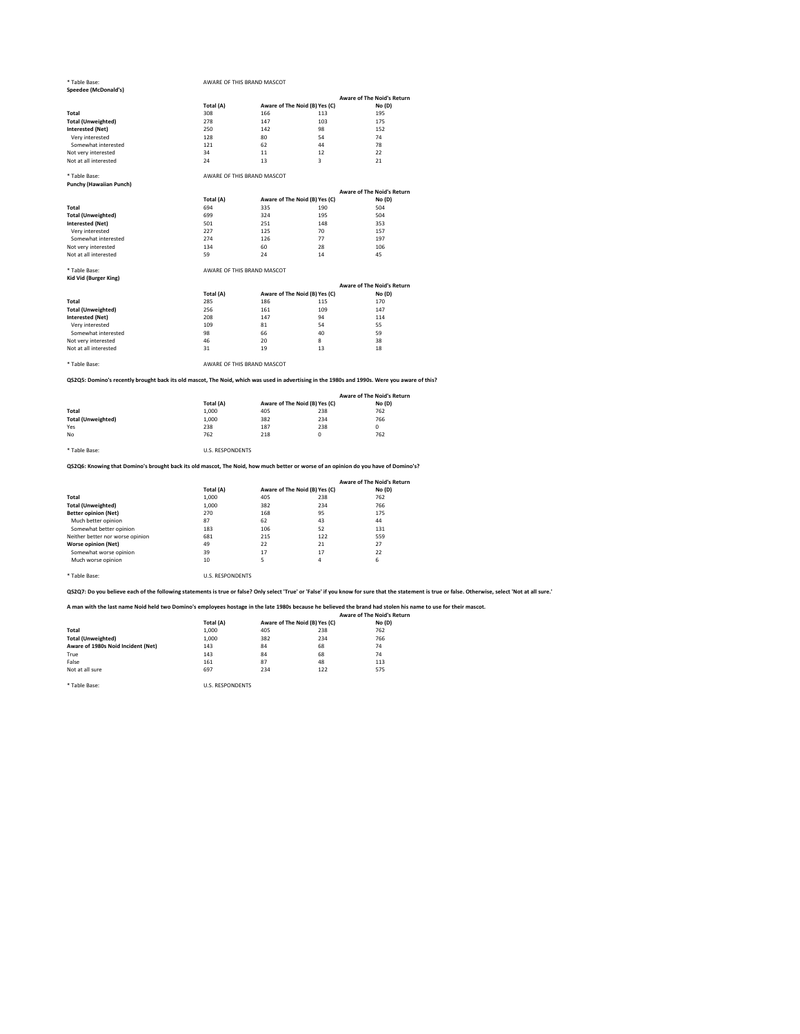\* Table Base: AWARE OF THIS BRAND MASCOT

**Speedee (McDonald's)**

| | Total (A) | Aware of The Noid (B) Yes (C) | | Aware of The Noid's Return No (D) |
|---|---|---|---|---|
| **Total** | 308 | 166 | 113 | 195 |
| **Total (Unweighted)** | 278 | 147 | 103 | 175 |
| **Interested (Net)** | 250 | 142 | 98 | 152 |
| Very interested | 128 | 80 | 54 | 74 |
| Somewhat interested | 121 | 62 | 44 | 78 |
| Not very interested | 34 | 11 | 12 | 22 |
| Not at all interested | 24 | 13 | 3 | 21 |

\* Table Base: AWARE OF THIS BRAND MASCOT

**Punchy (Hawaiian Punch)**

| | Total (A) | Aware of The Noid (B) Yes (C) | | Aware of The Noid's Return No (D) |
|---|---|---|---|---|
| **Total** | 694 | 335 | 190 | 504 |
| **Total (Unweighted)** | 699 | 324 | 195 | 504 |
| **Interested (Net)** | 501 | 251 | 148 | 353 |
| Very interested | 227 | 125 | 70 | 157 |
| Somewhat interested | 274 | 126 | 77 | 197 |
| Not very interested | 134 | 60 | 28 | 106 |
| Not at all interested | 59 | 24 | 14 | 45 |

\* Table Base: AWARE OF THIS BRAND MASCOT

**Kid Vid (Burger King)**

| | Total (A) | Aware of The Noid (B) Yes (C) | | Aware of The Noid's Return No (D) |
|---|---|---|---|---|
| **Total** | 285 | 186 | 115 | 170 |
| **Total (Unweighted)** | 256 | 161 | 109 | 147 |
| **Interested (Net)** | 208 | 147 | 94 | 114 |
| Very interested | 109 | 81 | 54 | 55 |
| Somewhat interested | 98 | 66 | 40 | 59 |
| Not very interested | 46 | 20 | 8 | 38 |
| Not at all interested | 31 | 19 | 13 | 18 |

\* Table Base: AWARE OF THIS BRAND MASCOT

**QS2Q5: Domino's recently brought back its old mascot, The Noid, which was used in advertising in the 1980s and 1990s. Were you aware of this?**

| | Total (A) | Aware of The Noid (B) Yes (C) | | Aware of The Noid's Return No (D) |
|---|---|---|---|---|
| **Total** | 1,000 | 405 | 238 | 762 |
| **Total (Unweighted)** | 1,000 | 382 | 234 | 766 |
| Yes | 238 | 187 | 238 | 0 |
| No | 762 | 218 | 0 | 762 |

\* Table Base: U.S. RESPONDENTS

**QS2Q6: Knowing that Domino's brought back its old mascot, The Noid, how much better or worse of an opinion do you have of Domino's?**

| | Total (A) | Aware of The Noid (B) Yes (C) | | Aware of The Noid's Return No (D) |
|---|---|---|---|---|
| **Total** | 1,000 | 405 | 238 | 762 |
| **Total (Unweighted)** | 1,000 | 382 | 234 | 766 |
| **Better opinion (Net)** | 270 | 168 | 95 | 175 |
| Much better opinion | 87 | 62 | 43 | 44 |
| Somewhat better opinion | 183 | 106 | 52 | 131 |
| Neither better nor worse opinion | 681 | 215 | 122 | 559 |
| **Worse opinion (Net)** | 49 | 22 | 21 | 27 |
| Somewhat worse opinion | 39 | 17 | 17 | 22 |
| Much worse opinion | 10 | 5 | 4 | 6 |

\* Table Base: U.S. RESPONDENTS

**QS2Q7: Do you believe each of the following statements is true or false? Only select 'True' or 'False' if you know for sure that the statement is true or false. Otherwise, select 'Not at all sure.'**

**A man with the last name Noid held two Domino's employees hostage in the late 1980s because he believed the brand had stolen his name to use for their mascot.**

| | Total (A) | Aware of The Noid (B) Yes (C) | | Aware of The Noid's Return No (D) |
|---|---|---|---|---|
| **Total** | 1,000 | 405 | 238 | 762 |
| **Total (Unweighted)** | 1,000 | 382 | 234 | 766 |
| **Aware of 1980s Noid Incident (Net)** | 143 | 84 | 68 | 74 |
| True | 143 | 84 | 68 | 74 |
| False | 161 | 87 | 48 | 113 |
| Not at all sure | 697 | 234 | 122 | 575 |

\* Table Base: U.S. RESPONDENTS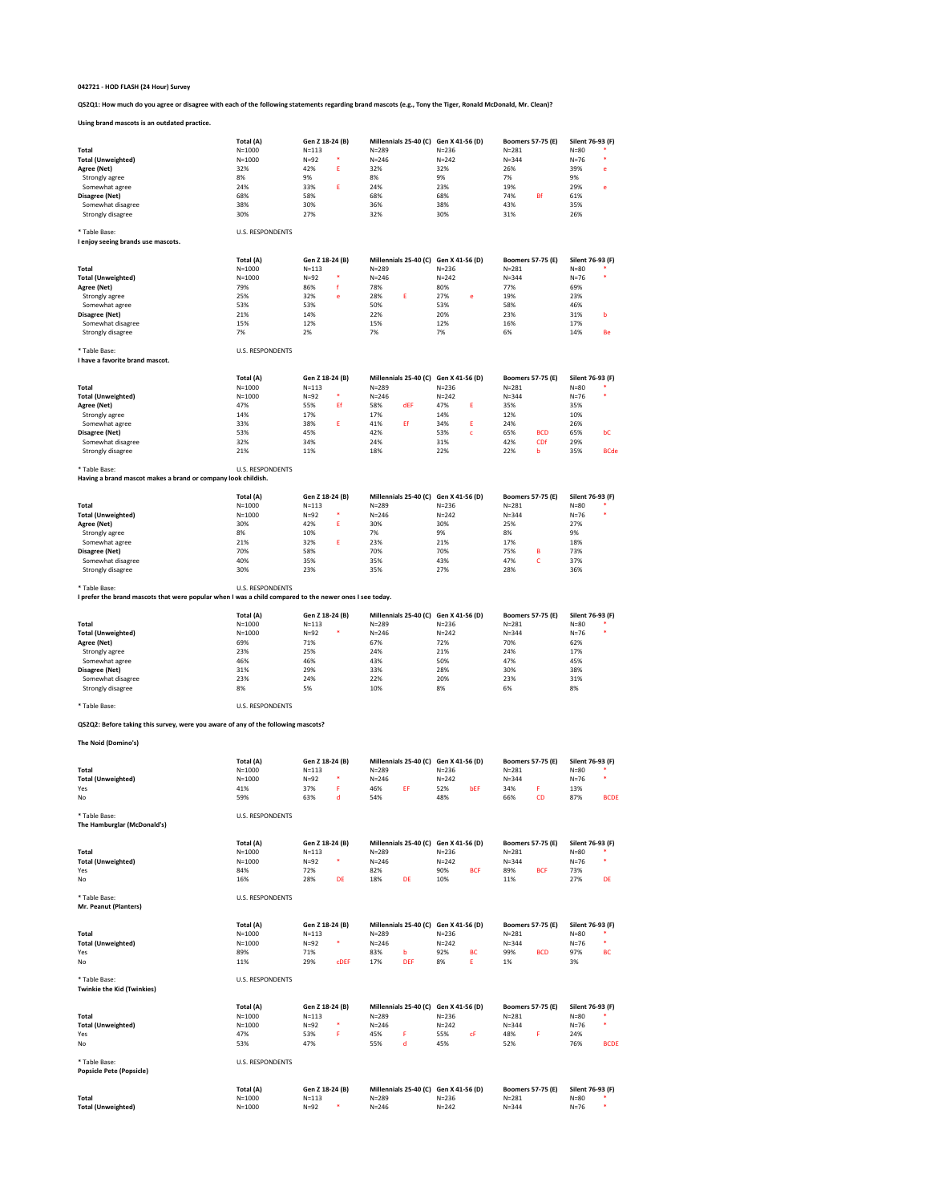**042721 - HOD FLASH (24 Hour) Survey**

**QS2Q1: How much do you agree or disagree with each of the following statements regarding brand mascots (e.g., Tony the Tiger, Ronald McDonald, Mr. Clean)?**

**Using brand mascots is an outdated practice.**

| | Total (A) | Gen Z 18-24 (B) | | Millennials 25-40 (C) | | Gen X 41-56 (D) | | Boomers 57-75 (E) | | Silent 76-93 (F) | |
|---|---|---|---|---|---|---|---|---|---|---|---|
| **Total** | N=1000 | N=113 | | N=289 | | N=236 | | N=281 | | N=80 | * |
| **Total (Unweighted)** | N=1000 | N=92 | * | N=246 | | N=242 | | N=344 | | N=76 | * |
| **Agree (Net)** | 32% | 42% | E | 32% | | 32% | | 26% | | 39% | e |
| Strongly agree | 8% | 9% | | 8% | | 9% | | 7% | | 9% | |
| Somewhat agree | 24% | 33% | E | 24% | | 23% | | 19% | | 29% | e |
| **Disagree (Net)** | 68% | 58% | | 68% | | 68% | | 74% | Bf | 61% | |
| Somewhat disagree | 38% | 30% | | 36% | | 38% | | 43% | | 35% | |
| Strongly disagree | 30% | 27% | | 32% | | 30% | | 31% | | 26% | |

* Table Base: U.S. RESPONDENTS

**I enjoy seeing brands use mascots.**

| | Total (A) | Gen Z 18-24 (B) | | Millennials 25-40 (C) | | Gen X 41-56 (D) | | Boomers 57-75 (E) | | Silent 76-93 (F) | |
|---|---|---|---|---|---|---|---|---|---|---|---|
| **Total** | N=1000 | N=113 | | N=289 | | N=236 | | N=281 | | N=80 | * |
| **Total (Unweighted)** | N=1000 | N=92 | * | N=246 | | N=242 | | N=344 | | N=76 | * |
| **Agree (Net)** | 79% | 86% | f | 78% | | 80% | | 77% | | 69% | |
| Strongly agree | 25% | 32% | e | 28% | E | 27% | e | 19% | | 23% | |
| Somewhat agree | 53% | 53% | | 50% | | 53% | | 58% | | 46% | |
| **Disagree (Net)** | 21% | 14% | | 22% | | 20% | | 23% | | 31% | b |
| Somewhat disagree | 15% | 12% | | 15% | | 12% | | 16% | | 17% | |
| Strongly disagree | 7% | 2% | | 7% | | 7% | | 6% | | 14% | Be |

* Table Base: U.S. RESPONDENTS

**I have a favorite brand mascot.**

| | Total (A) | Gen Z 18-24 (B) | | Millennials 25-40 (C) | | Gen X 41-56 (D) | | Boomers 57-75 (E) | | Silent 76-93 (F) | |
|---|---|---|---|---|---|---|---|---|---|---|---|
| **Total** | N=1000 | N=113 | | N=289 | | N=236 | | N=281 | | N=80 | * |
| **Total (Unweighted)** | N=1000 | N=92 | * | N=246 | | N=242 | | N=344 | | N=76 | * |
| **Agree (Net)** | 47% | 55% | Ef | 58% | dEF | 47% | E | 35% | | 35% | |
| Strongly agree | 14% | 17% | | 17% | | 14% | | 12% | | 10% | |
| Somewhat agree | 33% | 38% | E | 41% | Ef | 34% | E | 24% | | 26% | |
| **Disagree (Net)** | 53% | 45% | | 42% | | 53% | c | 65% | BCD | 65% | bC |
| Somewhat disagree | 32% | 34% | | 24% | | 31% | | 42% | CDf | 29% | |
| Strongly disagree | 21% | 11% | | 18% | | 22% | | 22% | b | 35% | BCde |

* Table Base: U.S. RESPONDENTS

**Having a brand mascot makes a brand or company look childish.**

| | Total (A) | Gen Z 18-24 (B) | | Millennials 25-40 (C) | | Gen X 41-56 (D) | | Boomers 57-75 (E) | | Silent 76-93 (F) | |
|---|---|---|---|---|---|---|---|---|---|---|---|
| **Total** | N=1000 | N=113 | | N=289 | | N=236 | | N=281 | | N=80 | * |
| **Total (Unweighted)** | N=1000 | N=92 | * | N=246 | | N=242 | | N=344 | | N=76 | * |
| **Agree (Net)** | 30% | 42% | E | 30% | | 30% | | 25% | | 27% | |
| Strongly agree | 8% | 10% | | 7% | | 9% | | 8% | | 9% | |
| Somewhat agree | 21% | 32% | E | 23% | | 21% | | 17% | | 18% | |
| **Disagree (Net)** | 70% | 58% | | 70% | | 70% | | 75% | B | 73% | |
| Somewhat disagree | 40% | 35% | | 35% | | 43% | | 47% | C | 37% | |
| Strongly disagree | 30% | 23% | | 35% | | 27% | | 28% | | 36% | |

* Table Base: U.S. RESPONDENTS

**I prefer the brand mascots that were popular when I was a child compared to the newer ones I see today.**

| | Total (A) | Gen Z 18-24 (B) | | Millennials 25-40 (C) | | Gen X 41-56 (D) | | Boomers 57-75 (E) | | Silent 76-93 (F) | |
|---|---|---|---|---|---|---|---|---|---|---|---|
| **Total** | N=1000 | N=113 | | N=289 | | N=236 | | N=281 | | N=80 | * |
| **Total (Unweighted)** | N=1000 | N=92 | * | N=246 | | N=242 | | N=344 | | N=76 | * |
| **Agree (Net)** | 69% | 71% | | 67% | | 72% | | 70% | | 62% | |
| Strongly agree | 23% | 25% | | 24% | | 21% | | 24% | | 17% | |
| Somewhat agree | 46% | 46% | | 43% | | 50% | | 47% | | 45% | |
| **Disagree (Net)** | 31% | 29% | | 33% | | 28% | | 30% | | 38% | |
| Somewhat disagree | 23% | 24% | | 22% | | 20% | | 23% | | 31% | |
| Strongly disagree | 8% | 5% | | 10% | | 8% | | 6% | | 8% | |

* Table Base: U.S. RESPONDENTS

**QS2Q2: Before taking this survey, were you aware of any of the following mascots?**

**The Noid (Domino's)**

| | Total (A) | Gen Z 18-24 (B) | | Millennials 25-40 (C) | | Gen X 41-56 (D) | | Boomers 57-75 (E) | | Silent 76-93 (F) | |
|---|---|---|---|---|---|---|---|---|---|---|---|
| **Total** | N=1000 | N=113 | | N=289 | | N=236 | | N=281 | | N=80 | * |
| **Total (Unweighted)** | N=1000 | N=92 | * | N=246 | | N=242 | | N=344 | | N=76 | * |
| Yes | 41% | 37% | F | 46% | EF | 52% | bEF | 34% | F | 13% | |
| No | 59% | 63% | d | 54% | | 48% | | 66% | CD | 87% | BCDE |

* Table Base: U.S. RESPONDENTS

**The Hamburglar (McDonald's)**

| | Total (A) | Gen Z 18-24 (B) | | Millennials 25-40 (C) | | Gen X 41-56 (D) | | Boomers 57-75 (E) | | Silent 76-93 (F) | |
|---|---|---|---|---|---|---|---|---|---|---|---|
| **Total** | N=1000 | N=113 | | N=289 | | N=236 | | N=281 | | N=80 | * |
| **Total (Unweighted)** | N=1000 | N=92 | * | N=246 | | N=242 | | N=344 | | N=76 | * |
| Yes | 84% | 72% | | 82% | | 90% | BCF | 89% | BCF | 73% | |
| No | 16% | 28% | DE | 18% | DE | 10% | | 11% | | 27% | DE |

* Table Base: U.S. RESPONDENTS

**Mr. Peanut (Planters)**

| | Total (A) | Gen Z 18-24 (B) | | Millennials 25-40 (C) | | Gen X 41-56 (D) | | Boomers 57-75 (E) | | Silent 76-93 (F) | |
|---|---|---|---|---|---|---|---|---|---|---|---|
| **Total** | N=1000 | N=113 | | N=289 | | N=236 | | N=281 | | N=80 | * |
| **Total (Unweighted)** | N=1000 | N=92 | * | N=246 | | N=242 | | N=344 | | N=76 | * |
| Yes | 89% | 71% | | 83% | b | 92% | BC | 99% | BCD | 97% | BC |
| No | 11% | 29% | cDEF | 17% | DEF | 8% | E | 1% | | 3% | |

* Table Base: U.S. RESPONDENTS

**Twinkie the Kid (Twinkies)**

| | Total (A) | Gen Z 18-24 (B) | | Millennials 25-40 (C) | | Gen X 41-56 (D) | | Boomers 57-75 (E) | | Silent 76-93 (F) | |
|---|---|---|---|---|---|---|---|---|---|---|---|
| **Total** | N=1000 | N=113 | | N=289 | | N=236 | | N=281 | | N=80 | * |
| **Total (Unweighted)** | N=1000 | N=92 | * | N=246 | | N=242 | | N=344 | | N=76 | * |
| Yes | 47% | 53% | F | 45% | F | 55% | cF | 48% | F | 24% | |
| No | 53% | 47% | | 55% | d | 45% | | 52% | | 76% | BCDE |

* Table Base: U.S. RESPONDENTS

**Popsicle Pete (Popsicle)**

| | Total (A) | Gen Z 18-24 (B) | | Millennials 25-40 (C) | | Gen X 41-56 (D) | | Boomers 57-75 (E) | | Silent 76-93 (F) | |
|---|---|---|---|---|---|---|---|---|---|---|---|
| **Total** | N=1000 | N=113 | | N=289 | | N=236 | | N=281 | | N=80 | * |
| **Total (Unweighted)** | N=1000 | N=92 | * | N=246 | | N=242 | | N=344 | | N=76 | * |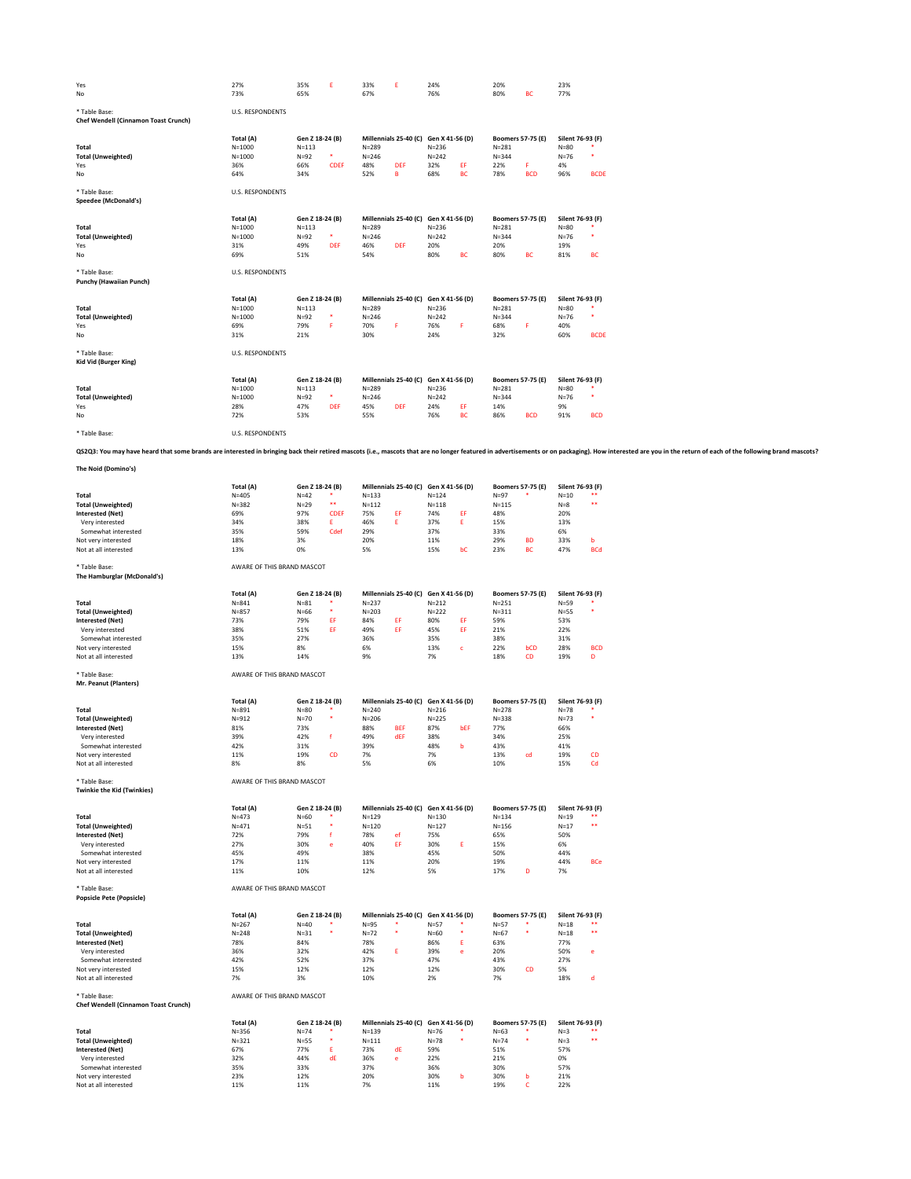| | | | | | | | | | | | | |
|---|---|---|---|---|---|---|---|---|---|---|---|---|
| Yes | 27% | 35% | E | 33% | E | 24% | | 20% | | 23% | |
| No | 73% | 65% | | 67% | | 76% | | 80% | BC | 77% | |

\* Table Base: U.S. RESPONDENTS

**Chef Wendell (Cinnamon Toast Crunch)**

| | Total (A) | Gen Z 18-24 (B) | | Millennials 25-40 (C) | | Gen X 41-56 (D) | | Boomers 57-75 (E) | | Silent 76-93 (F) | |
|---|---|---|---|---|---|---|---|---|---|---|---|
| Total | N=1000 | N=113 | | N=289 | | N=236 | | N=281 | | N=80 | * |
| Total (Unweighted) | N=1000 | N=92 | * | N=246 | | N=242 | | N=344 | | N=76 | * |
| Yes | 36% | 66% | CDEF | 48% | DEF | 32% | EF | 22% | F | 4% | |
| No | 64% | 34% | | 52% | B | 68% | BC | 78% | BCD | 96% | BCDE |

\* Table Base: U.S. RESPONDENTS

**Speedee (McDonald's)**

| | Total (A) | Gen Z 18-24 (B) | | Millennials 25-40 (C) | | Gen X 41-56 (D) | | Boomers 57-75 (E) | | Silent 76-93 (F) | |
|---|---|---|---|---|---|---|---|---|---|---|---|
| Total | N=1000 | N=113 | | N=289 | | N=236 | | N=281 | | N=80 | * |
| Total (Unweighted) | N=1000 | N=92 | * | N=246 | | N=242 | | N=344 | | N=76 | * |
| Yes | 31% | 49% | DEF | 46% | DEF | 20% | | 20% | | 19% | |
| No | 69% | 51% | | 54% | | 80% | BC | 80% | BC | 81% | BC |

\* Table Base: U.S. RESPONDENTS

**Punchy (Hawaiian Punch)**

| | Total (A) | Gen Z 18-24 (B) | | Millennials 25-40 (C) | | Gen X 41-56 (D) | | Boomers 57-75 (E) | | Silent 76-93 (F) | |
|---|---|---|---|---|---|---|---|---|---|---|---|
| Total | N=1000 | N=113 | | N=289 | | N=236 | | N=281 | | N=80 | * |
| Total (Unweighted) | N=1000 | N=92 | * | N=246 | | N=242 | | N=344 | | N=76 | * |
| Yes | 69% | 79% | F | 70% | F | 76% | F | 68% | F | 40% | |
| No | 31% | 21% | | 30% | | 24% | | 32% | | 60% | BCDE |

\* Table Base: U.S. RESPONDENTS

**Kid Vid (Burger King)**

| | Total (A) | Gen Z 18-24 (B) | | Millennials 25-40 (C) | | Gen X 41-56 (D) | | Boomers 57-75 (E) | | Silent 76-93 (F) | |
|---|---|---|---|---|---|---|---|---|---|---|---|
| Total | N=1000 | N=113 | | N=289 | | N=236 | | N=281 | | N=80 | * |
| Total (Unweighted) | N=1000 | N=92 | * | N=246 | | N=242 | | N=344 | | N=76 | * |
| Yes | 28% | 47% | DEF | 45% | DEF | 24% | EF | 14% | | 9% | |
| No | 72% | 53% | | 55% | | 76% | BC | 86% | BCD | 91% | BCD |

\* Table Base: U.S. RESPONDENTS

**QS2Q3: You may have heard that some brands are interested in bringing back their retired mascots (i.e., mascots that are no longer featured in advertisements or on packaging). How interested are you in the return of each of the following brand mascots?**

**The Noid (Domino's)**

| | Total (A) | Gen Z 18-24 (B) | | Millennials 25-40 (C) | | Gen X 41-56 (D) | | Boomers 57-75 (E) | | Silent 76-93 (F) | |
|---|---|---|---|---|---|---|---|---|---|---|---|
| Total | N=405 | N=42 | * | N=133 | | N=124 | | N=97 | * | N=10 | ** |
| Total (Unweighted) | N=382 | N=29 | ** | N=112 | | N=118 | | N=115 | | N=8 | ** |
| Interested (Net) | 69% | 97% | CDEF | 75% | EF | 74% | EF | 48% | | 20% | |
| Very interested | 34% | 38% | E | 46% | E | 37% | E | 15% | | 13% | |
| Somewhat interested | 35% | 59% | Cdef | 29% | | 37% | | 33% | | 6% | |
| Not very interested | 18% | 3% | | 20% | | 11% | | 29% | BD | 33% | b |
| Not at all interested | 13% | 0% | | 5% | | 15% | bC | 23% | BC | 47% | BCd |

\* Table Base: AWARE OF THIS BRAND MASCOT

**The Hamburglar (McDonald's)**

| | Total (A) | Gen Z 18-24 (B) | | Millennials 25-40 (C) | | Gen X 41-56 (D) | | Boomers 57-75 (E) | | Silent 76-93 (F) | |
|---|---|---|---|---|---|---|---|---|---|---|---|
| Total | N=841 | N=81 | * | N=237 | | N=212 | | N=251 | | N=59 | * |
| Total (Unweighted) | N=857 | N=66 | * | N=203 | | N=222 | | N=311 | | N=55 | * |
| Interested (Net) | 73% | 79% | EF | 84% | EF | 80% | EF | 59% | | 53% | |
| Very interested | 38% | 51% | EF | 49% | EF | 45% | EF | 21% | | 22% | |
| Somewhat interested | 35% | 27% | | 36% | | 35% | | 38% | | 31% | |
| Not very interested | 15% | 8% | | 6% | | 13% | c | 22% | bCD | 28% | BCD |
| Not at all interested | 13% | 14% | | 9% | | 7% | | 18% | CD | 19% | D |

\* Table Base: AWARE OF THIS BRAND MASCOT

**Mr. Peanut (Planters)**

| | Total (A) | Gen Z 18-24 (B) | | Millennials 25-40 (C) | | Gen X 41-56 (D) | | Boomers 57-75 (E) | | Silent 76-93 (F) | |
|---|---|---|---|---|---|---|---|---|---|---|---|
| Total | N=891 | N=80 | * | N=240 | | N=216 | | N=278 | | N=78 | * |
| Total (Unweighted) | N=912 | N=70 | * | N=206 | | N=225 | | N=338 | | N=73 | * |
| Interested (Net) | 81% | 73% | | 88% | BEF | 87% | bEF | 77% | | 66% | |
| Very interested | 39% | 42% | f | 49% | dEF | 38% | | 34% | | 25% | |
| Somewhat interested | 42% | 31% | | 39% | | 48% | b | 43% | | 41% | |
| Not very interested | 11% | 19% | CD | 7% | | 7% | | 13% | cd | 19% | CD |
| Not at all interested | 8% | 8% | | 5% | | 6% | | 10% | | 15% | Cd |

\* Table Base: AWARE OF THIS BRAND MASCOT

**Twinkie the Kid (Twinkies)**

| | Total (A) | Gen Z 18-24 (B) | | Millennials 25-40 (C) | | Gen X 41-56 (D) | | Boomers 57-75 (E) | | Silent 76-93 (F) | |
|---|---|---|---|---|---|---|---|---|---|---|---|
| Total | N=473 | N=60 | * | N=129 | | N=130 | | N=134 | | N=19 | ** |
| Total (Unweighted) | N=471 | N=51 | * | N=120 | | N=127 | | N=156 | | N=17 | ** |
| Interested (Net) | 72% | 79% | f | 78% | ef | 75% | | 65% | | 50% | |
| Very interested | 27% | 30% | e | 40% | EF | 30% | E | 15% | | 6% | |
| Somewhat interested | 45% | 49% | | 38% | | 45% | | 50% | | 44% | |
| Not very interested | 17% | 11% | | 11% | | 20% | | 19% | | 44% | BCe |
| Not at all interested | 11% | 10% | | 12% | | 5% | | 17% | D | 7% | |

\* Table Base: AWARE OF THIS BRAND MASCOT

**Popsicle Pete (Popsicle)**

| | Total (A) | Gen Z 18-24 (B) | | Millennials 25-40 (C) | | Gen X 41-56 (D) | | Boomers 57-75 (E) | | Silent 76-93 (F) | |
|---|---|---|---|---|---|---|---|---|---|---|---|
| Total | N=267 | N=40 | * | N=95 | * | N=57 | * | N=57 | * | N=18 | ** |
| Total (Unweighted) | N=248 | N=31 | * | N=72 | * | N=60 | * | N=67 | * | N=18 | ** |
| Interested (Net) | 78% | 84% | | 78% | | 86% | E | 63% | | 77% | |
| Very interested | 36% | 32% | | 42% | E | 39% | e | 20% | | 50% | e |
| Somewhat interested | 42% | 52% | | 37% | | 47% | | 43% | | 27% | |
| Not very interested | 15% | 12% | | 12% | | 12% | | 30% | CD | 5% | |
| Not at all interested | 7% | 3% | | 10% | | 2% | | 7% | | 18% | d |

\* Table Base: AWARE OF THIS BRAND MASCOT

**Chef Wendell (Cinnamon Toast Crunch)**

| | Total (A) | Gen Z 18-24 (B) | | Millennials 25-40 (C) | | Gen X 41-56 (D) | | Boomers 57-75 (E) | | Silent 76-93 (F) | |
|---|---|---|---|---|---|---|---|---|---|---|---|
| Total | N=356 | N=74 | * | N=139 | | N=76 | * | N=63 | * | N=3 | ** |
| Total (Unweighted) | N=321 | N=55 | * | N=111 | | N=78 | * | N=74 | * | N=3 | ** |
| Interested (Net) | 67% | 77% | E | 73% | dE | 59% | | 51% | | 57% | |
| Very interested | 32% | 44% | dE | 36% | e | 22% | | 21% | | 0% | |
| Somewhat interested | 35% | 33% | | 37% | | 36% | | 30% | | 57% | |
| Not very interested | 23% | 12% | | 20% | | 30% | b | 30% | b | 21% | |
| Not at all interested | 11% | 11% | | 7% | | 11% | | 19% | C | 22% | |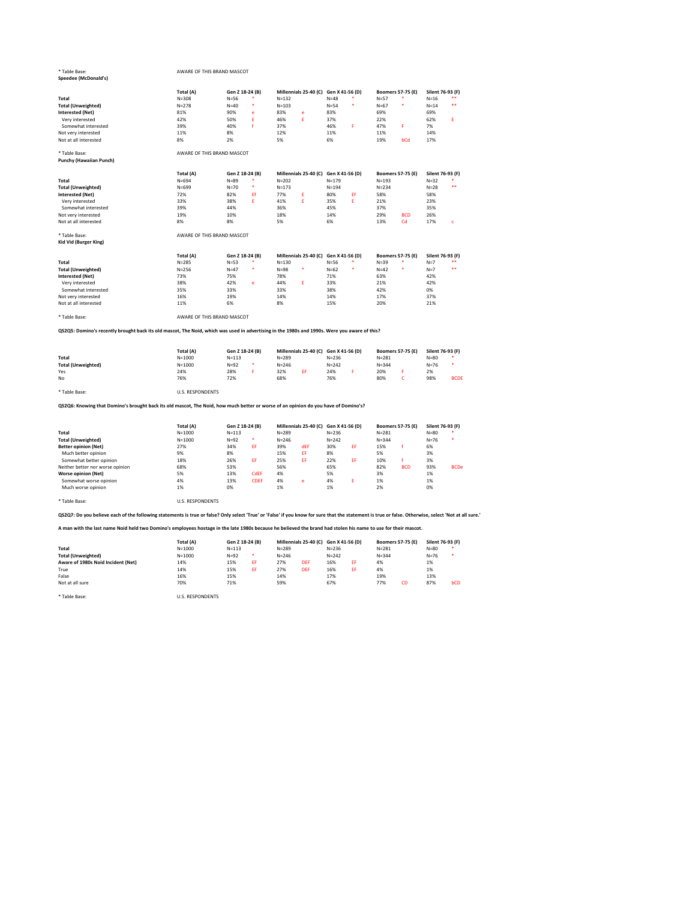* Table Base: AWARE OF THIS BRAND MASCOT

**Speedee (McDonald's)**

| | Total (A) | Gen Z 18-24 (B) | | Millennials 25-40 (C) | | Gen X 41-56 (D) | | Boomers 57-75 (E) | | Silent 76-93 (F) | |
|---|---|---|---|---|---|---|---|---|---|---|---|
| **Total** | N=308 | N=56 | * | N=132 | | N=48 | * | N=57 | * | N=16 | ** |
| **Total (Unweighted)** | N=278 | N=40 | * | N=103 | | N=54 | * | N=67 | * | N=14 | ** |
| **Interested (Net)** | 81% | 90% | e | 83% | e | 83% | | 69% | | 69% | |
| Very interested | 42% | 50% | E | 46% | E | 37% | | 22% | | 62% | E |
| Somewhat interested | 39% | 40% | f | 37% | | 46% | F | 47% | F | 7% | |
| Not very interested | 11% | 8% | | 12% | | 11% | | 11% | | 14% | |
| Not at all interested | 8% | 2% | | 5% | | 6% | | 19% | bCd | 17% | |

* Table Base: AWARE OF THIS BRAND MASCOT

**Punchy (Hawaiian Punch)**

| | Total (A) | Gen Z 18-24 (B) | | Millennials 25-40 (C) | | Gen X 41-56 (D) | | Boomers 57-75 (E) | | Silent 76-93 (F) | |
|---|---|---|---|---|---|---|---|---|---|---|---|
| **Total** | N=694 | N=89 | * | N=202 | | N=179 | | N=193 | | N=32 | * |
| **Total (Unweighted)** | N=699 | N=70 | * | N=173 | | N=194 | | N=234 | | N=28 | ** |
| **Interested (Net)** | 72% | 82% | Ef | 77% | E | 80% | Ef | 58% | | 58% | |
| Very interested | 33% | 38% | E | 41% | E | 35% | E | 21% | | 23% | |
| Somewhat interested | 39% | 44% | | 36% | | 45% | | 37% | | 35% | |
| Not very interested | 19% | 10% | | 18% | | 14% | | 29% | BCD | 26% | |
| Not at all interested | 8% | 8% | | 5% | | 6% | | 13% | Cd | 17% | c |

* Table Base: AWARE OF THIS BRAND MASCOT

**Kid Vid (Burger King)**

| | Total (A) | Gen Z 18-24 (B) | | Millennials 25-40 (C) | | Gen X 41-56 (D) | | Boomers 57-75 (E) | | Silent 76-93 (F) | |
|---|---|---|---|---|---|---|---|---|---|---|---|
| **Total** | N=285 | N=53 | * | N=130 | | N=56 | * | N=39 | * | N=7 | ** |
| **Total (Unweighted)** | N=256 | N=47 | * | N=98 | * | N=62 | * | N=42 | * | N=7 | ** |
| **Interested (Net)** | 73% | 75% | | 78% | | 71% | | 63% | | 42% | |
| Very interested | 38% | 42% | e | 44% | E | 33% | | 21% | | 42% | |
| Somewhat interested | 35% | 33% | | 33% | | 38% | | 42% | | 0% | |
| Not very interested | 16% | 19% | | 14% | | 14% | | 17% | | 37% | |
| Not at all interested | 11% | 6% | | 8% | | 15% | | 20% | | 21% | |

* Table Base: AWARE OF THIS BRAND MASCOT

**QS2Q5: Domino's recently brought back its old mascot, The Noid, which was used in advertising in the 1980s and 1990s. Were you aware of this?**

| | Total (A) | Gen Z 18-24 (B) | | Millennials 25-40 (C) | | Gen X 41-56 (D) | | Boomers 57-75 (E) | | Silent 76-93 (F) | |
|---|---|---|---|---|---|---|---|---|---|---|---|
| **Total** | N=1000 | N=113 | | N=289 | | N=236 | | N=281 | | N=80 | * |
| **Total (Unweighted)** | N=1000 | N=92 | * | N=246 | | N=242 | | N=344 | | N=76 | * |
| Yes | 24% | 28% | F | 32% | EF | 24% | F | 20% | F | 2% | |
| No | 76% | 72% | | 68% | | 76% | | 80% | C | 98% | BCDE |

* Table Base: U.S. RESPONDENTS

**QS2Q6: Knowing that Domino's brought back its old mascot, The Noid, how much better or worse of an opinion do you have of Domino's?**

| | Total (A) | Gen Z 18-24 (B) | | Millennials 25-40 (C) | | Gen X 41-56 (D) | | Boomers 57-75 (E) | | Silent 76-93 (F) | |
|---|---|---|---|---|---|---|---|---|---|---|---|
| **Total** | N=1000 | N=113 | | N=289 | | N=236 | | N=281 | | N=80 | * |
| **Total (Unweighted)** | N=1000 | N=92 | * | N=246 | | N=242 | | N=344 | | N=76 | * |
| **Better opinion (Net)** | 27% | 34% | EF | 39% | dEF | 30% | EF | 15% | f | 6% | |
| Much better opinion | 9% | 8% | | 15% | EF | 8% | | 5% | | 3% | |
| Somewhat better opinion | 18% | 26% | EF | 25% | EF | 22% | EF | 10% | f | 3% | |
| Neither better nor worse opinion | 68% | 53% | | 56% | | 65% | | 82% | BCD | 93% | BCDe |
| **Worse opinion (Net)** | 5% | 13% | CdEF | 4% | | 5% | | 3% | | 1% | |
| Somewhat worse opinion | 4% | 13% | CDEF | 4% | e | 4% | E | 1% | | 1% | |
| Much worse opinion | 1% | 0% | | 1% | | 1% | | 2% | | 0% | |

* Table Base: U.S. RESPONDENTS

**QS2Q7: Do you believe each of the following statements is true or false? Only select 'True' or 'False' if you know for sure that the statement is true or false. Otherwise, select 'Not at all sure.'**

**A man with the last name Noid held two Domino's employees hostage in the late 1980s because he believed the brand had stolen his name to use for their mascot.**

| | Total (A) | Gen Z 18-24 (B) | | Millennials 25-40 (C) | | Gen X 41-56 (D) | | Boomers 57-75 (E) | | Silent 76-93 (F) | |
|---|---|---|---|---|---|---|---|---|---|---|---|
| **Total** | N=1000 | N=113 | | N=289 | | N=236 | | N=281 | | N=80 | * |
| **Total (Unweighted)** | N=1000 | N=92 | * | N=246 | | N=242 | | N=344 | | N=76 | * |
| **Aware of 1980s Noid Incident (Net)** | 14% | 15% | EF | 27% | DEF | 16% | EF | 4% | | 1% | |
| True | 14% | 15% | EF | 27% | DEF | 16% | EF | 4% | | 1% | |
| False | 16% | 15% | | 14% | | 17% | | 19% | | 13% | |
| Not at all sure | 70% | 71% | | 59% | | 67% | | 77% | CD | 87% | bCD |

* Table Base: U.S. RESPONDENTS